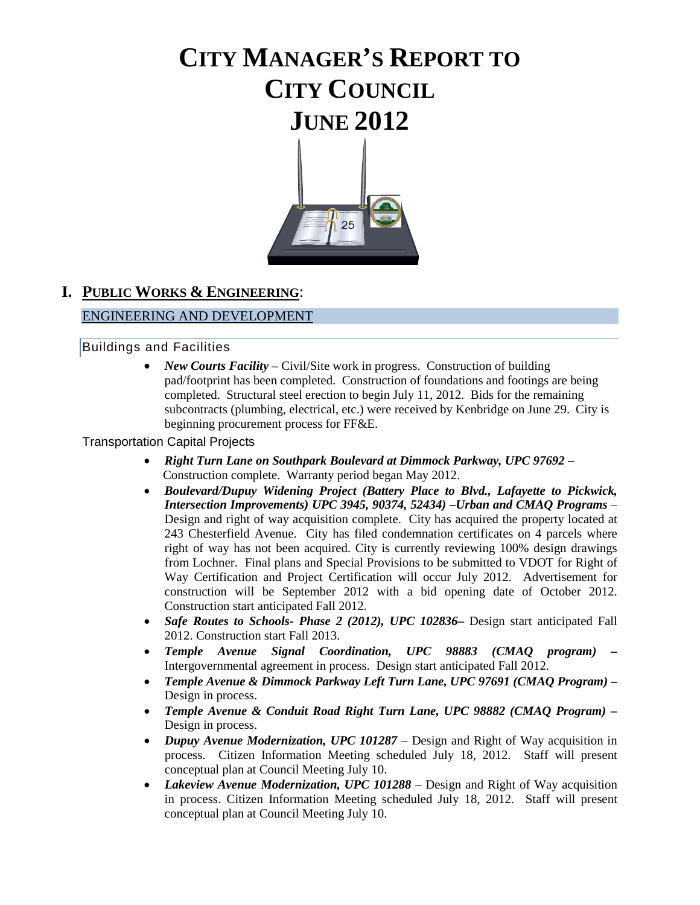# CITY MANAGER'S REPORT TO CITY COUNCIL JUNE 2012

## I. PUBLIC WORKS & ENGINEERING:

### ENGINEERING AND DEVELOPMENT

#### Buildings and Facilities

- ***New Courts Facility*** – Civil/Site work in progress. Construction of building pad/footprint has been completed. Construction of foundations and footings are being completed. Structural steel erection to begin July 11, 2012. Bids for the remaining subcontracts (plumbing, electrical, etc.) were received by Kenbridge on June 29. City is beginning procurement process for FF&E.

#### Transportation Capital Projects

- ***Right Turn Lane on Southpark Boulevard at Dimmock Parkway, UPC 97692 –*** Construction complete. Warranty period began May 2012.
- ***Boulevard/Dupuy Widening Project (Battery Place to Blvd., Lafayette to Pickwick, Intersection Improvements) UPC 3945, 90374, 52434) –Urban and CMAQ Programs*** – Design and right of way acquisition complete. City has acquired the property located at 243 Chesterfield Avenue. City has filed condemnation certificates on 4 parcels where right of way has not been acquired. City is currently reviewing 100% design drawings from Lochner. Final plans and Special Provisions to be submitted to VDOT for Right of Way Certification and Project Certification will occur July 2012. Advertisement for construction will be September 2012 with a bid opening date of October 2012. Construction start anticipated Fall 2012.
- ***Safe Routes to Schools- Phase 2 (2012), UPC 102836–*** Design start anticipated Fall 2012. Construction start Fall 2013.
- ***Temple Avenue Signal Coordination, UPC 98883 (CMAQ program) –*** Intergovernmental agreement in process. Design start anticipated Fall 2012.
- ***Temple Avenue & Dimmock Parkway Left Turn Lane, UPC 97691 (CMAQ Program) –*** Design in process.
- ***Temple Avenue & Conduit Road Right Turn Lane, UPC 98882 (CMAQ Program) –*** Design in process.
- ***Dupuy Avenue Modernization, UPC 101287*** – Design and Right of Way acquisition in process. Citizen Information Meeting scheduled July 18, 2012. Staff will present conceptual plan at Council Meeting July 10.
- ***Lakeview Avenue Modernization, UPC 101288*** – Design and Right of Way acquisition in process. Citizen Information Meeting scheduled July 18, 2012. Staff will present conceptual plan at Council Meeting July 10.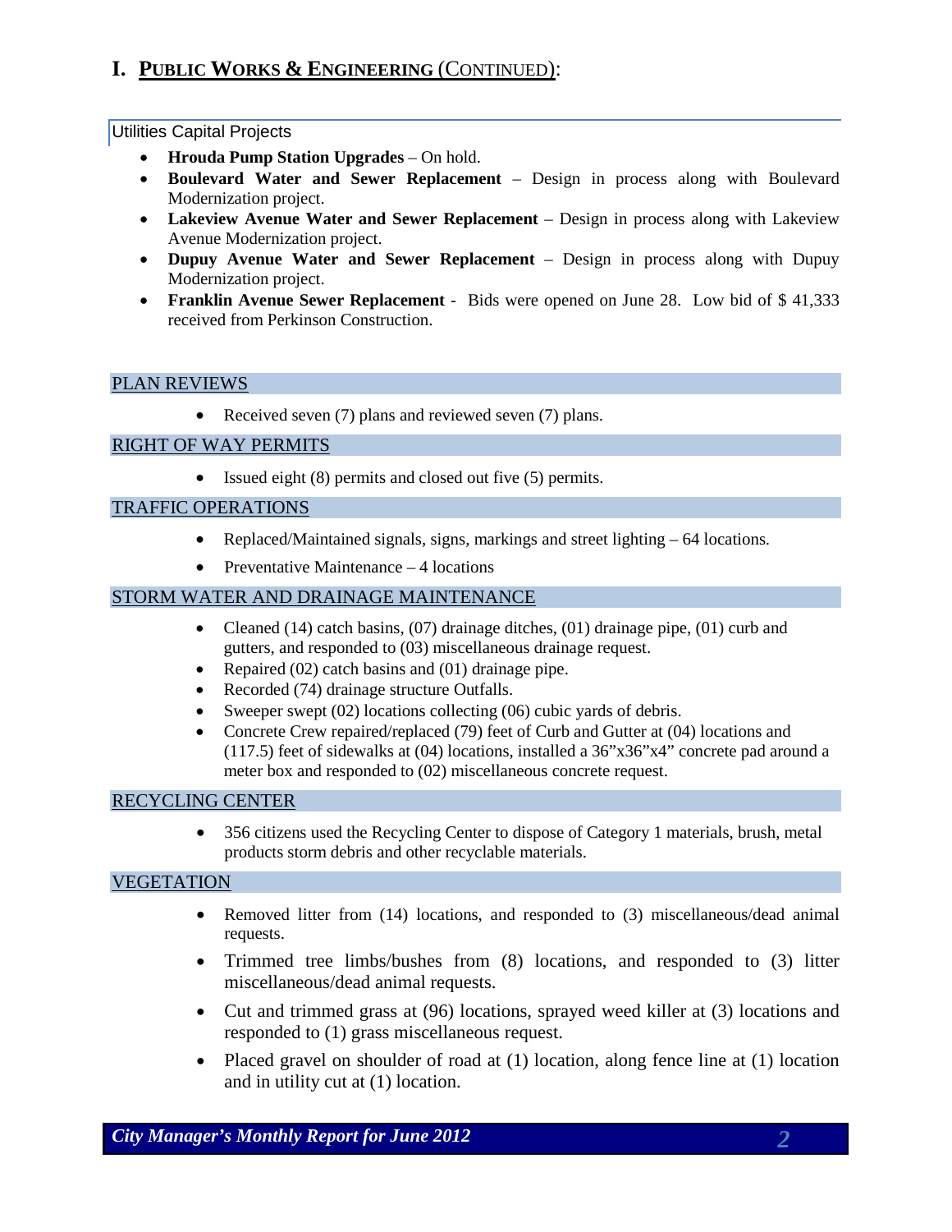# I. PUBLIC WORKS & ENGINEERING (CONTINUED):

## Utilities Capital Projects

- **Hrouda Pump Station Upgrades** – On hold.
- **Boulevard Water and Sewer Replacement** – Design in process along with Boulevard Modernization project.
- **Lakeview Avenue Water and Sewer Replacement** – Design in process along with Lakeview Avenue Modernization project.
- **Dupuy Avenue Water and Sewer Replacement** – Design in process along with Dupuy Modernization project.
- **Franklin Avenue Sewer Replacement** - Bids were opened on June 28. Low bid of $ 41,333 received from Perkinson Construction.

## PLAN REVIEWS

- Received seven (7) plans and reviewed seven (7) plans.

## RIGHT OF WAY PERMITS

- Issued eight (8) permits and closed out five (5) permits.

## TRAFFIC OPERATIONS

- Replaced/Maintained signals, signs, markings and street lighting – 64 locations.
- Preventative Maintenance – 4 locations

## STORM WATER AND DRAINAGE MAINTENANCE

- Cleaned (14) catch basins, (07) drainage ditches, (01) drainage pipe, (01) curb and gutters, and responded to (03) miscellaneous drainage request.
- Repaired (02) catch basins and (01) drainage pipe.
- Recorded (74) drainage structure Outfalls.
- Sweeper swept (02) locations collecting (06) cubic yards of debris.
- Concrete Crew repaired/replaced (79) feet of Curb and Gutter at (04) locations and (117.5) feet of sidewalks at (04) locations, installed a 36"x36"x4" concrete pad around a meter box and responded to (02) miscellaneous concrete request.

## RECYCLING CENTER

- 356 citizens used the Recycling Center to dispose of Category 1 materials, brush, metal products storm debris and other recyclable materials.

## VEGETATION

- Removed litter from (14) locations, and responded to (3) miscellaneous/dead animal requests.
- Trimmed tree limbs/bushes from (8) locations, and responded to (3) litter miscellaneous/dead animal requests.
- Cut and trimmed grass at (96) locations, sprayed weed killer at (3) locations and responded to (1) grass miscellaneous request.
- Placed gravel on shoulder of road at (1) location, along fence line at (1) location and in utility cut at (1) location.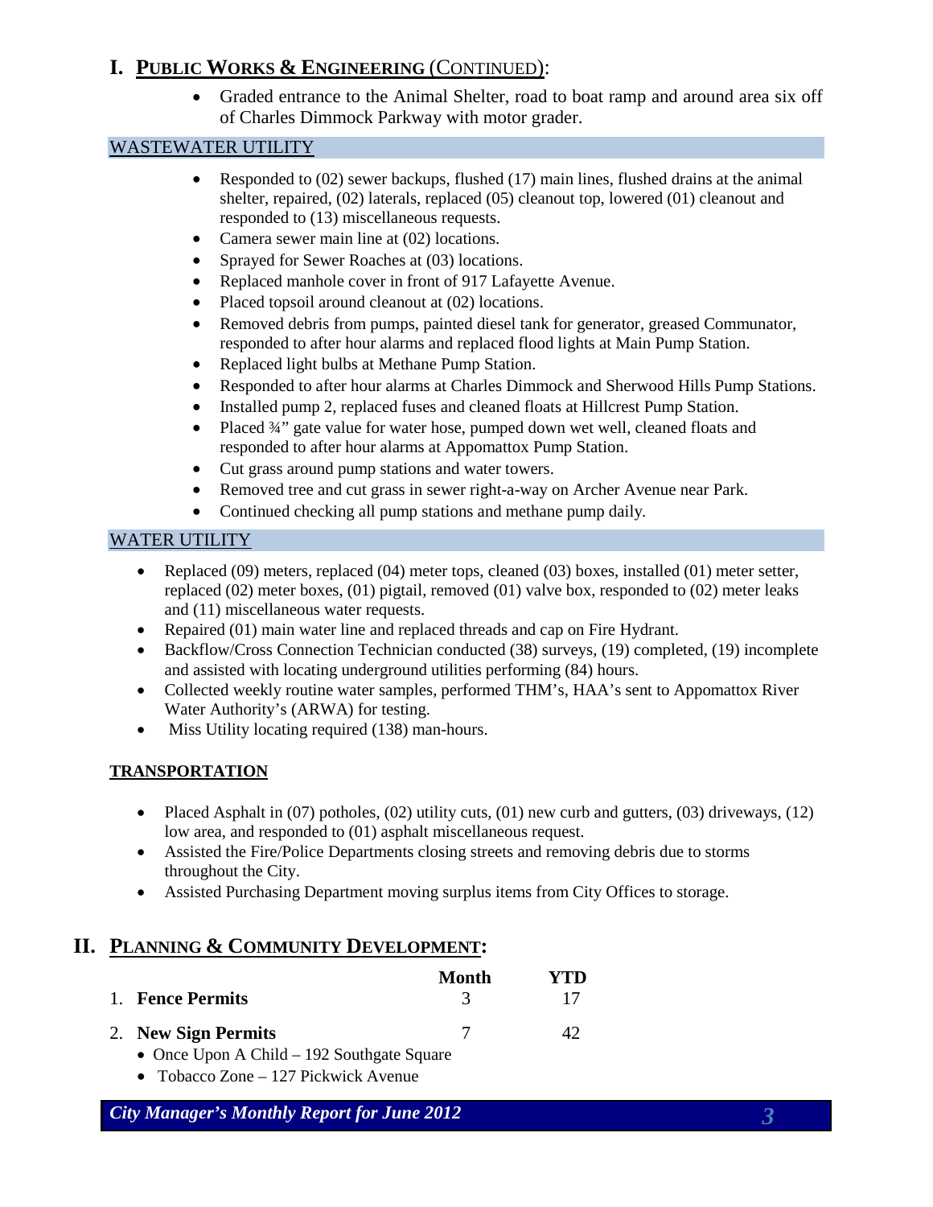# I. PUBLIC WORKS & ENGINEERING (CONTINUED):

- Graded entrance to the Animal Shelter, road to boat ramp and around area six off of Charles Dimmock Parkway with motor grader.

## WASTEWATER UTILITY

- Responded to (02) sewer backups, flushed (17) main lines, flushed drains at the animal shelter, repaired, (02) laterals, replaced (05) cleanout top, lowered (01) cleanout and responded to (13) miscellaneous requests.
- Camera sewer main line at (02) locations.
- Sprayed for Sewer Roaches at (03) locations.
- Replaced manhole cover in front of 917 Lafayette Avenue.
- Placed topsoil around cleanout at (02) locations.
- Removed debris from pumps, painted diesel tank for generator, greased Communator, responded to after hour alarms and replaced flood lights at Main Pump Station.
- Replaced light bulbs at Methane Pump Station.
- Responded to after hour alarms at Charles Dimmock and Sherwood Hills Pump Stations.
- Installed pump 2, replaced fuses and cleaned floats at Hillcrest Pump Station.
- Placed ¾" gate value for water hose, pumped down wet well, cleaned floats and responded to after hour alarms at Appomattox Pump Station.
- Cut grass around pump stations and water towers.
- Removed tree and cut grass in sewer right-a-way on Archer Avenue near Park.
- Continued checking all pump stations and methane pump daily.

## WATER UTILITY

- Replaced (09) meters, replaced (04) meter tops, cleaned (03) boxes, installed (01) meter setter, replaced (02) meter boxes, (01) pigtail, removed (01) valve box, responded to (02) meter leaks and (11) miscellaneous water requests.
- Repaired (01) main water line and replaced threads and cap on Fire Hydrant.
- Backflow/Cross Connection Technician conducted (38) surveys, (19) completed, (19) incomplete and assisted with locating underground utilities performing (84) hours.
- Collected weekly routine water samples, performed THM's, HAA's sent to Appomattox River Water Authority's (ARWA) for testing.
- Miss Utility locating required (138) man-hours.

## TRANSPORTATION

- Placed Asphalt in (07) potholes, (02) utility cuts, (01) new curb and gutters, (03) driveways, (12) low area, and responded to (01) asphalt miscellaneous request.
- Assisted the Fire/Police Departments closing streets and removing debris due to storms throughout the City.
- Assisted Purchasing Department moving surplus items from City Offices to storage.

# II. PLANNING & COMMUNITY DEVELOPMENT:

| | Month | YTD |
|---|---|---|
| 1. **Fence Permits** | 3 | 17 |
| 2. **New Sign Permits** | 7 | 42 |

- Once Upon A Child – 192 Southgate Square
- Tobacco Zone – 127 Pickwick Avenue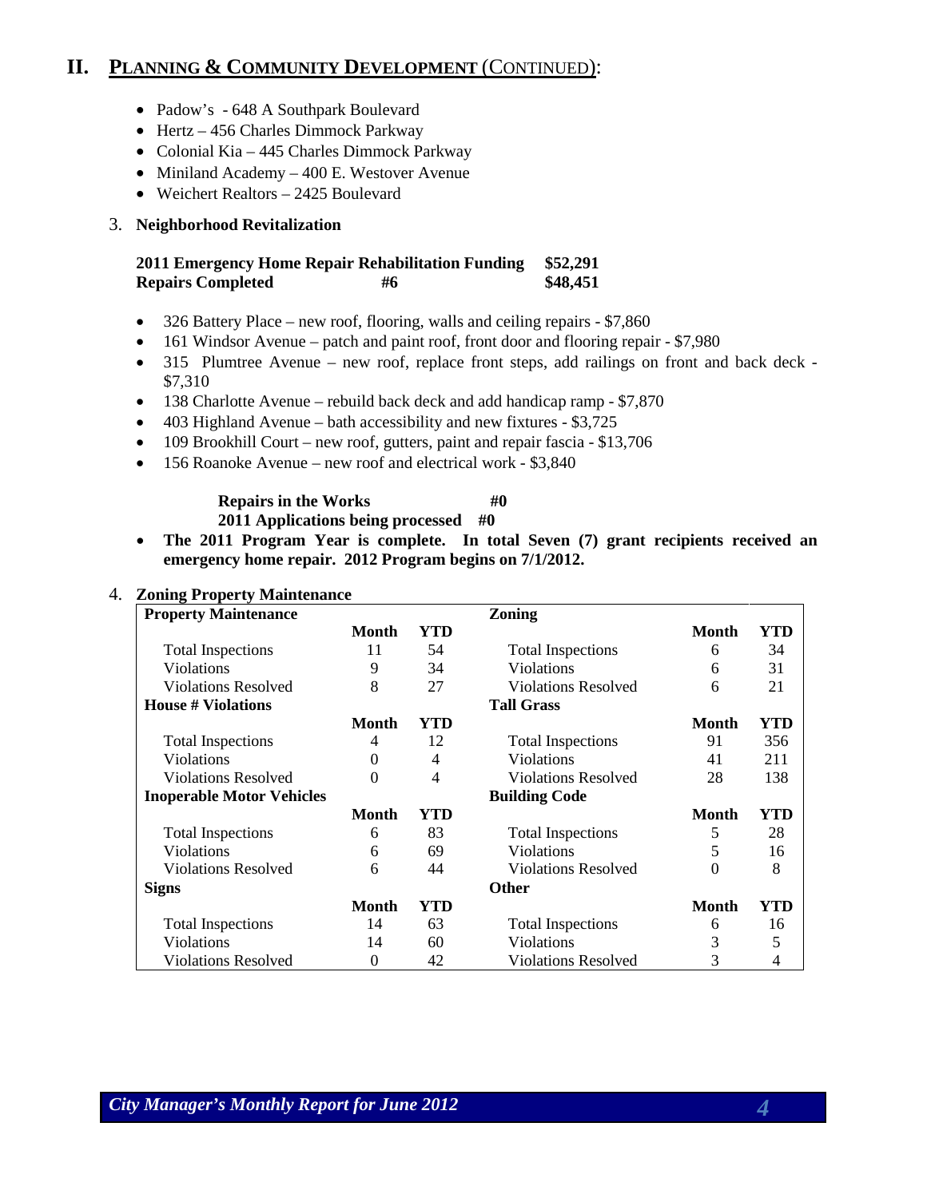## II. PLANNING & COMMUNITY DEVELOPMENT (CONTINUED):

- Padow's - 648 A Southpark Boulevard
- Hertz – 456 Charles Dimmock Parkway
- Colonial Kia – 445 Charles Dimmock Parkway
- Miniland Academy – 400 E. Westover Avenue
- Weichert Realtors – 2425 Boulevard

3. **Neighborhood Revitalization**

| | | |
|---|---|---|
| **2011 Emergency Home Repair Rehabilitation Funding** | | **$52,291** |
| **Repairs Completed** | **#6** | **$48,451** |

- 326 Battery Place – new roof, flooring, walls and ceiling repairs - $7,860
- 161 Windsor Avenue – patch and paint roof, front door and flooring repair - $7,980
- 315 Plumtree Avenue – new roof, replace front steps, add railings on front and back deck - $7,310
- 138 Charlotte Avenue – rebuild back deck and add handicap ramp - $7,870
- 403 Highland Avenue – bath accessibility and new fixtures - $3,725
- 109 Brookhill Court – new roof, gutters, paint and repair fascia - $13,706
- 156 Roanoke Avenue – new roof and electrical work - $3,840

**Repairs in the Works** **#0**
**2011 Applications being processed** **#0**

- **The 2011 Program Year is complete. In total Seven (7) grant recipients received an emergency home repair. 2012 Program begins on 7/1/2012.**

4. **Zoning Property Maintenance**

| **Property Maintenance** | | | **Zoning** | | |
|---|---|---|---|---|---|
| | **Month** | **YTD** | | **Month** | **YTD** |
| Total Inspections | 11 | 54 | Total Inspections | 6 | 34 |
| Violations | 9 | 34 | Violations | 6 | 31 |
| Violations Resolved | 8 | 27 | Violations Resolved | 6 | 21 |
| **House # Violations** | | | **Tall Grass** | | |
| | **Month** | **YTD** | | **Month** | **YTD** |
| Total Inspections | 4 | 12 | Total Inspections | 91 | 356 |
| Violations | 0 | 4 | Violations | 41 | 211 |
| Violations Resolved | 0 | 4 | Violations Resolved | 28 | 138 |
| **Inoperable Motor Vehicles** | | | **Building Code** | | |
| | **Month** | **YTD** | | **Month** | **YTD** |
| Total Inspections | 6 | 83 | Total Inspections | 5 | 28 |
| Violations | 6 | 69 | Violations | 5 | 16 |
| Violations Resolved | 6 | 44 | Violations Resolved | 0 | 8 |
| **Signs** | | | **Other** | | |
| | **Month** | **YTD** | | **Month** | **YTD** |
| Total Inspections | 14 | 63 | Total Inspections | 6 | 16 |
| Violations | 14 | 60 | Violations | 3 | 5 |
| Violations Resolved | 0 | 42 | Violations Resolved | 3 | 4 |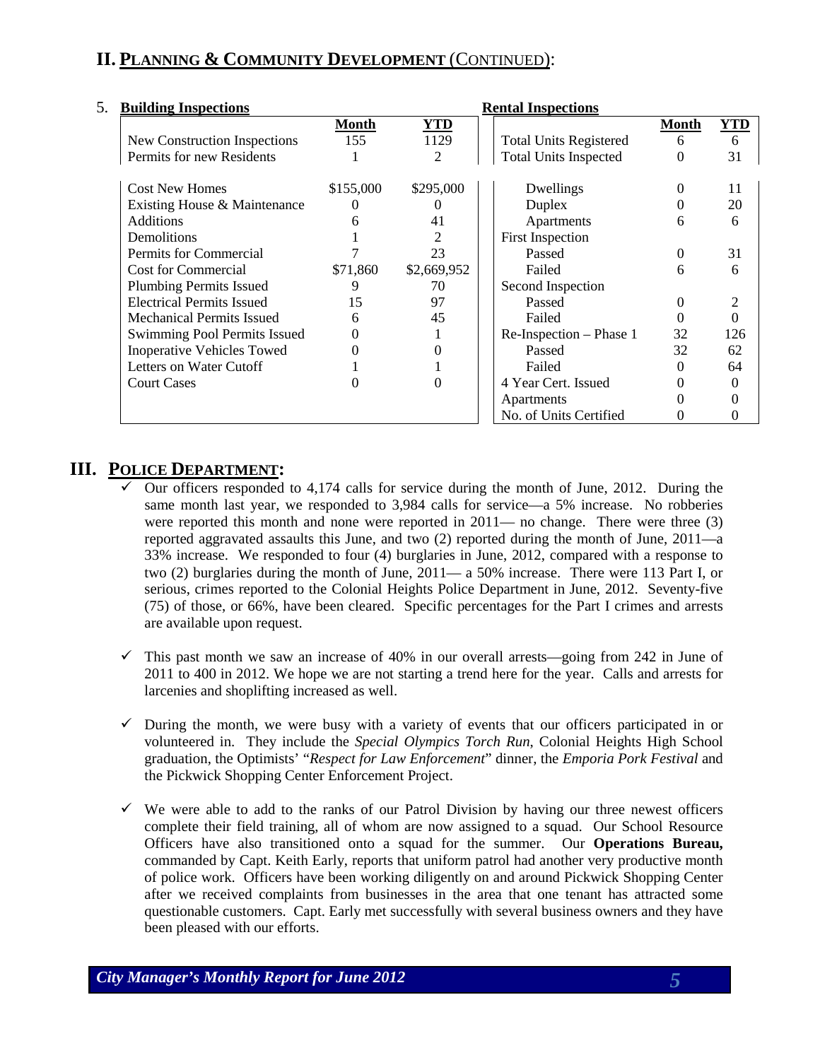## II. PLANNING & COMMUNITY DEVELOPMENT (CONTINUED):

5. **Building Inspections**

| | Month | YTD |
|---|---|---|
| New Construction Inspections | 155 | 1129 |
| Permits for new Residents | 1 | 2 |
| Cost New Homes | $155,000 | $295,000 |
| Existing House & Maintenance | 0 | 0 |
| Additions | 6 | 41 |
| Demolitions | 1 | 2 |
| Permits for Commercial | 7 | 23 |
| Cost for Commercial | $71,860 | $2,669,952 |
| Plumbing Permits Issued | 9 | 70 |
| Electrical Permits Issued | 15 | 97 |
| Mechanical Permits Issued | 6 | 45 |
| Swimming Pool Permits Issued | 0 | 1 |
| Inoperative Vehicles Towed | 0 | 0 |
| Letters on Water Cutoff | 1 | 1 |
| Court Cases | 0 | 0 |

**Rental Inspections**

| | Month | YTD |
|---|---|---|
| Total Units Registered | 6 | 6 |
| Total Units Inspected | 0 | 31 |
| Dwellings | 0 | 11 |
| Duplex | 0 | 20 |
| Apartments | 6 | 6 |
| First Inspection | | |
| Passed | 0 | 31 |
| Failed | 6 | 6 |
| Second Inspection | | |
| Passed | 0 | 2 |
| Failed | 0 | 0 |
| Re-Inspection – Phase 1 | 32 | 126 |
| Passed | 32 | 62 |
| Failed | 0 | 64 |
| 4 Year Cert. Issued | 0 | 0 |
| Apartments | 0 | 0 |
| No. of Units Certified | 0 | 0 |

## III. POLICE DEPARTMENT:

- ✓ Our officers responded to 4,174 calls for service during the month of June, 2012. During the same month last year, we responded to 3,984 calls for service—a 5% increase. No robberies were reported this month and none were reported in 2011— no change. There were three (3) reported aggravated assaults this June, and two (2) reported during the month of June, 2011—a 33% increase. We responded to four (4) burglaries in June, 2012, compared with a response to two (2) burglaries during the month of June, 2011— a 50% increase. There were 113 Part I, or serious, crimes reported to the Colonial Heights Police Department in June, 2012. Seventy-five (75) of those, or 66%, have been cleared. Specific percentages for the Part I crimes and arrests are available upon request.

- ✓ This past month we saw an increase of 40% in our overall arrests—going from 242 in June of 2011 to 400 in 2012. We hope we are not starting a trend here for the year. Calls and arrests for larcenies and shoplifting increased as well.

- ✓ During the month, we were busy with a variety of events that our officers participated in or volunteered in. They include the *Special Olympics Torch Run*, Colonial Heights High School graduation, the Optimists' "*Respect for Law Enforcement*" dinner, the *Emporia Pork Festival* and the Pickwick Shopping Center Enforcement Project.

- ✓ We were able to add to the ranks of our Patrol Division by having our three newest officers complete their field training, all of whom are now assigned to a squad. Our School Resource Officers have also transitioned onto a squad for the summer. Our **Operations Bureau,** commanded by Capt. Keith Early, reports that uniform patrol had another very productive month of police work. Officers have been working diligently on and around Pickwick Shopping Center after we received complaints from businesses in the area that one tenant has attracted some questionable customers. Capt. Early met successfully with several business owners and they have been pleased with our efforts.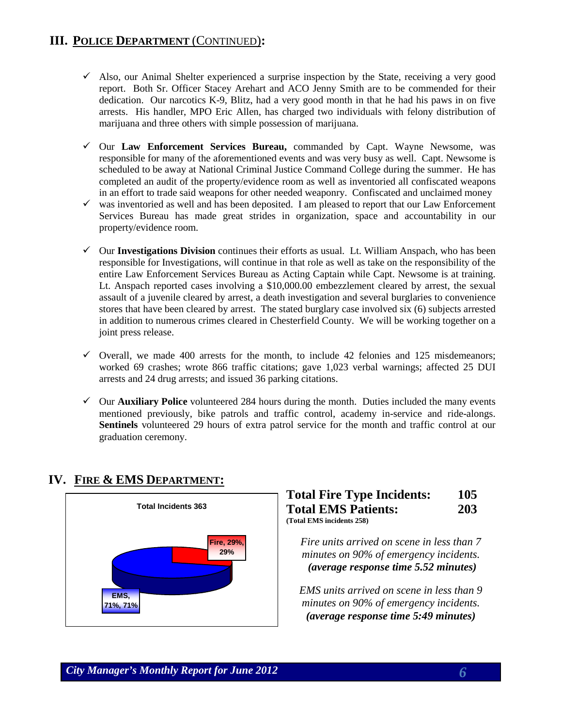## III. Police Department (Continued):

- ✓ Also, our Animal Shelter experienced a surprise inspection by the State, receiving a very good report. Both Sr. Officer Stacey Arehart and ACO Jenny Smith are to be commended for their dedication. Our narcotics K-9, Blitz, had a very good month in that he had his paws in on five arrests. His handler, MPO Eric Allen, has charged two individuals with felony distribution of marijuana and three others with simple possession of marijuana.

- ✓ Our **Law Enforcement Services Bureau,** commanded by Capt. Wayne Newsome, was responsible for many of the aforementioned events and was very busy as well. Capt. Newsome is scheduled to be away at National Criminal Justice Command College during the summer. He has completed an audit of the property/evidence room as well as inventoried all confiscated weapons in an effort to trade said weapons for other needed weaponry. Confiscated and unclaimed money
- ✓ was inventoried as well and has been deposited. I am pleased to report that our Law Enforcement Services Bureau has made great strides in organization, space and accountability in our property/evidence room.

- ✓ Our **Investigations Division** continues their efforts as usual. Lt. William Anspach, who has been responsible for Investigations, will continue in that role as well as take on the responsibility of the entire Law Enforcement Services Bureau as Acting Captain while Capt. Newsome is at training. Lt. Anspach reported cases involving a $10,000.00 embezzlement cleared by arrest, the sexual assault of a juvenile cleared by arrest, a death investigation and several burglaries to convenience stores that have been cleared by arrest. The stated burglary case involved six (6) subjects arrested in addition to numerous crimes cleared in Chesterfield County. We will be working together on a joint press release.

- ✓ Overall, we made 400 arrests for the month, to include 42 felonies and 125 misdemeanors; worked 69 crashes; wrote 866 traffic citations; gave 1,023 verbal warnings; affected 25 DUI arrests and 24 drug arrests; and issued 36 parking citations.

- ✓ Our **Auxiliary Police** volunteered 284 hours during the month. Duties included the many events mentioned previously, bike patrols and traffic control, academy in-service and ride-alongs. **Sentinels** volunteered 29 hours of extra patrol service for the month and traffic control at our graduation ceremony.

## IV. Fire & EMS Department:

**Total Incidents 363**

Fire, 29%, 29%

EMS, 71%, 71%

| | |
|---|---|
| **Total Fire Type Incidents:** | **105** |
| **Total EMS Patients:** | **203** |

**(Total EMS incidents 258)**

*Fire units arrived on scene in less than 7 minutes on 90% of emergency incidents.* ***(average response time 5.52 minutes)***

*EMS units arrived on scene in less than 9 minutes on 90% of emergency incidents.* ***(average response time 5:49 minutes)***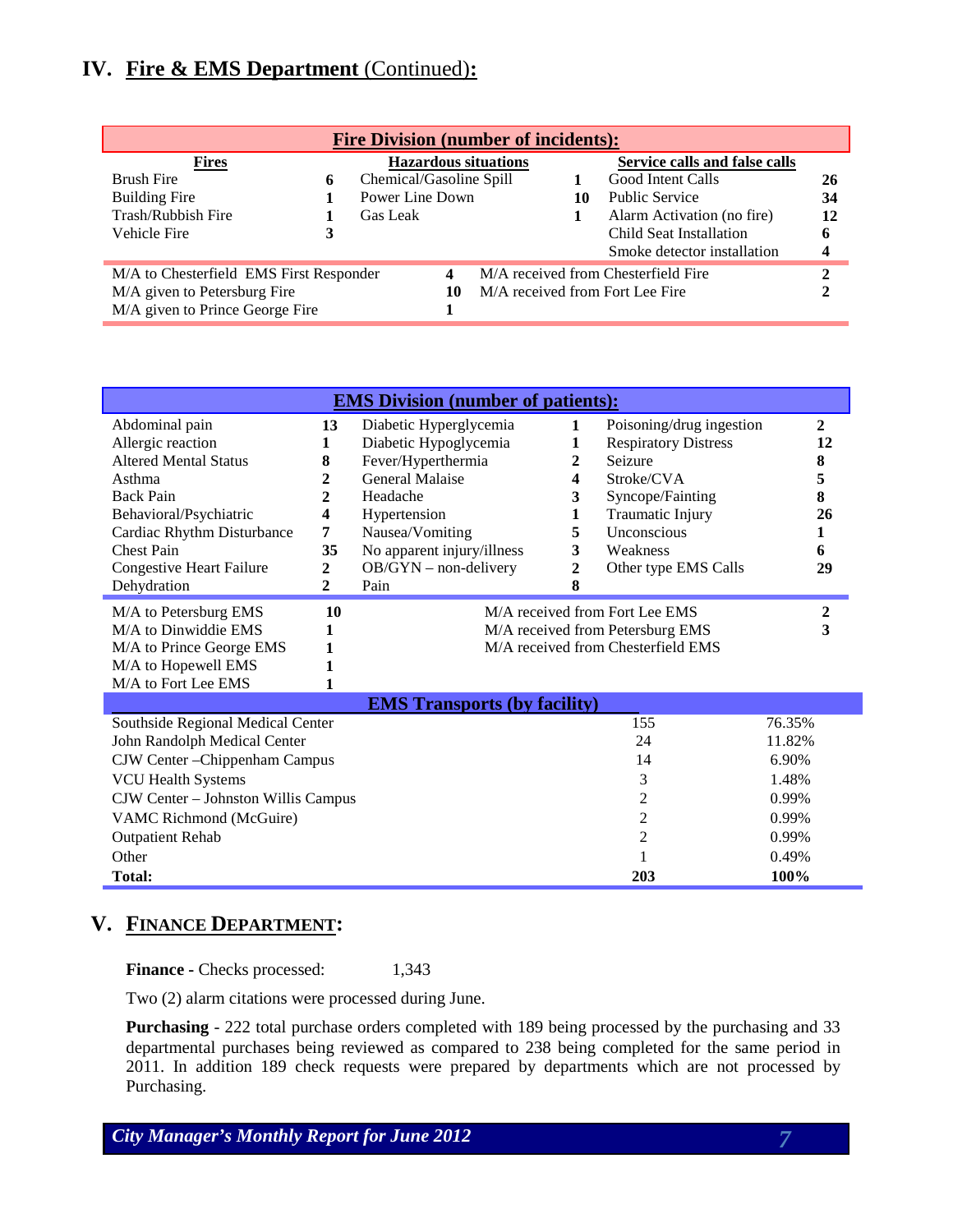## IV. Fire & EMS Department (Continued):

**Fire Division (number of incidents):**

| Fires | | Hazardous situations | | Service calls and false calls | |
|---|---|---|---|---|---|
| Brush Fire | 6 | Chemical/Gasoline Spill | 1 | Good Intent Calls | 26 |
| Building Fire | 1 | Power Line Down | 10 | Public Service | 34 |
| Trash/Rubbish Fire | 1 | Gas Leak | 1 | Alarm Activation (no fire) | 12 |
| Vehicle Fire | 3 | | | Child Seat Installation | 6 |
| | | | | Smoke detector installation | 4 |

| | | | |
|---|---|---|---|
| M/A to Chesterfield EMS First Responder | 4 | M/A received from Chesterfield Fire | 2 |
| M/A given to Petersburg Fire | 10 | M/A received from Fort Lee Fire | 2 |
| M/A given to Prince George Fire | 1 | | |

**EMS Division (number of patients):**

| | | | | | |
|---|---|---|---|---|---|
| Abdominal pain | 13 | Diabetic Hyperglycemia | 1 | Poisoning/drug ingestion | 2 |
| Allergic reaction | 1 | Diabetic Hypoglycemia | 1 | Respiratory Distress | 12 |
| Altered Mental Status | 8 | Fever/Hyperthermia | 2 | Seizure | 8 |
| Asthma | 2 | General Malaise | 4 | Stroke/CVA | 5 |
| Back Pain | 2 | Headache | 3 | Syncope/Fainting | 8 |
| Behavioral/Psychiatric | 4 | Hypertension | 1 | Traumatic Injury | 26 |
| Cardiac Rhythm Disturbance | 7 | Nausea/Vomiting | 5 | Unconscious | 1 |
| Chest Pain | 35 | No apparent injury/illness | 3 | Weakness | 6 |
| Congestive Heart Failure | 2 | OB/GYN – non-delivery | 2 | Other type EMS Calls | 29 |
| Dehydration | 2 | Pain | 8 | | |

| | | | |
|---|---|---|---|
| M/A to Petersburg EMS | 10 | M/A received from Fort Lee EMS | 2 |
| M/A to Dinwiddie EMS | 1 | M/A received from Petersburg EMS | 3 |
| M/A to Prince George EMS | 1 | M/A received from Chesterfield EMS | |
| M/A to Hopewell EMS | 1 | | |
| M/A to Fort Lee EMS | 1 | | |

**EMS Transports (by facility)**

| Facility | Number | Percent |
|---|---|---|
| Southside Regional Medical Center | 155 | 76.35% |
| John Randolph Medical Center | 24 | 11.82% |
| CJW Center –Chippenham Campus | 14 | 6.90% |
| VCU Health Systems | 3 | 1.48% |
| CJW Center – Johnston Willis Campus | 2 | 0.99% |
| VAMC Richmond (McGuire) | 2 | 0.99% |
| Outpatient Rehab | 2 | 0.99% |
| Other | 1 | 0.49% |
| **Total:** | **203** | **100%** |

## V. FINANCE DEPARTMENT:

**Finance** - Checks processed: 1,343

Two (2) alarm citations were processed during June.

**Purchasing** - 222 total purchase orders completed with 189 being processed by the purchasing and 33 departmental purchases being reviewed as compared to 238 being completed for the same period in 2011. In addition 189 check requests were prepared by departments which are not processed by Purchasing.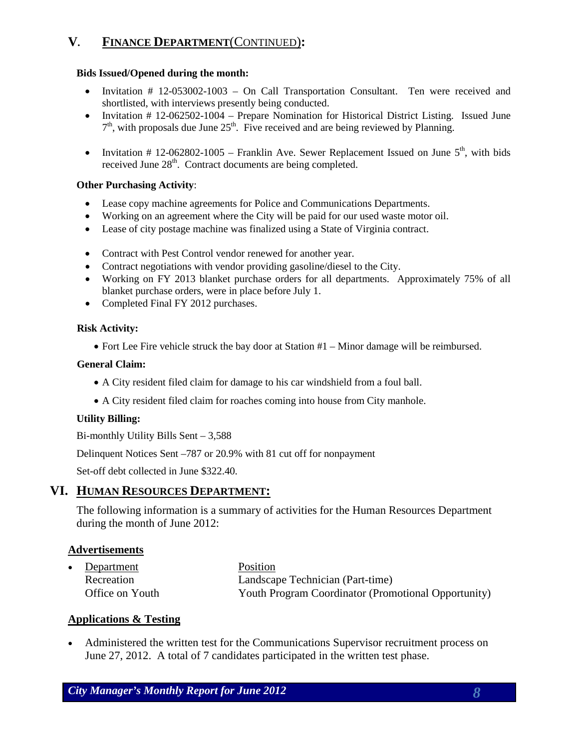## V. FINANCE DEPARTMENT(CONTINUED):

**Bids Issued/Opened during the month:**

- Invitation # 12-053002-1003 – On Call Transportation Consultant. Ten were received and shortlisted, with interviews presently being conducted.
- Invitation # 12-062502-1004 – Prepare Nomination for Historical District Listing. Issued June 7th, with proposals due June 25th. Five received and are being reviewed by Planning.
- Invitation # 12-062802-1005 – Franklin Ave. Sewer Replacement Issued on June 5th, with bids received June 28th. Contract documents are being completed.

**Other Purchasing Activity**:

- Lease copy machine agreements for Police and Communications Departments.
- Working on an agreement where the City will be paid for our used waste motor oil.
- Lease of city postage machine was finalized using a State of Virginia contract.
- Contract with Pest Control vendor renewed for another year.
- Contract negotiations with vendor providing gasoline/diesel to the City.
- Working on FY 2013 blanket purchase orders for all departments. Approximately 75% of all blanket purchase orders, were in place before July 1.
- Completed Final FY 2012 purchases.

**Risk Activity:**

- Fort Lee Fire vehicle struck the bay door at Station #1 – Minor damage will be reimbursed.

**General Claim:**

- A City resident filed claim for damage to his car windshield from a foul ball.
- A City resident filed claim for roaches coming into house from City manhole.

**Utility Billing:**

Bi-monthly Utility Bills Sent – 3,588

Delinquent Notices Sent –787 or 20.9% with 81 cut off for nonpayment

Set-off debt collected in June $322.40.

## VI. HUMAN RESOURCES DEPARTMENT:

The following information is a summary of activities for the Human Resources Department during the month of June 2012:

### Advertisements

| Department | Position |
|---|---|
| Recreation | Landscape Technician (Part-time) |
| Office on Youth | Youth Program Coordinator (Promotional Opportunity) |

### Applications & Testing

- Administered the written test for the Communications Supervisor recruitment process on June 27, 2012. A total of 7 candidates participated in the written test phase.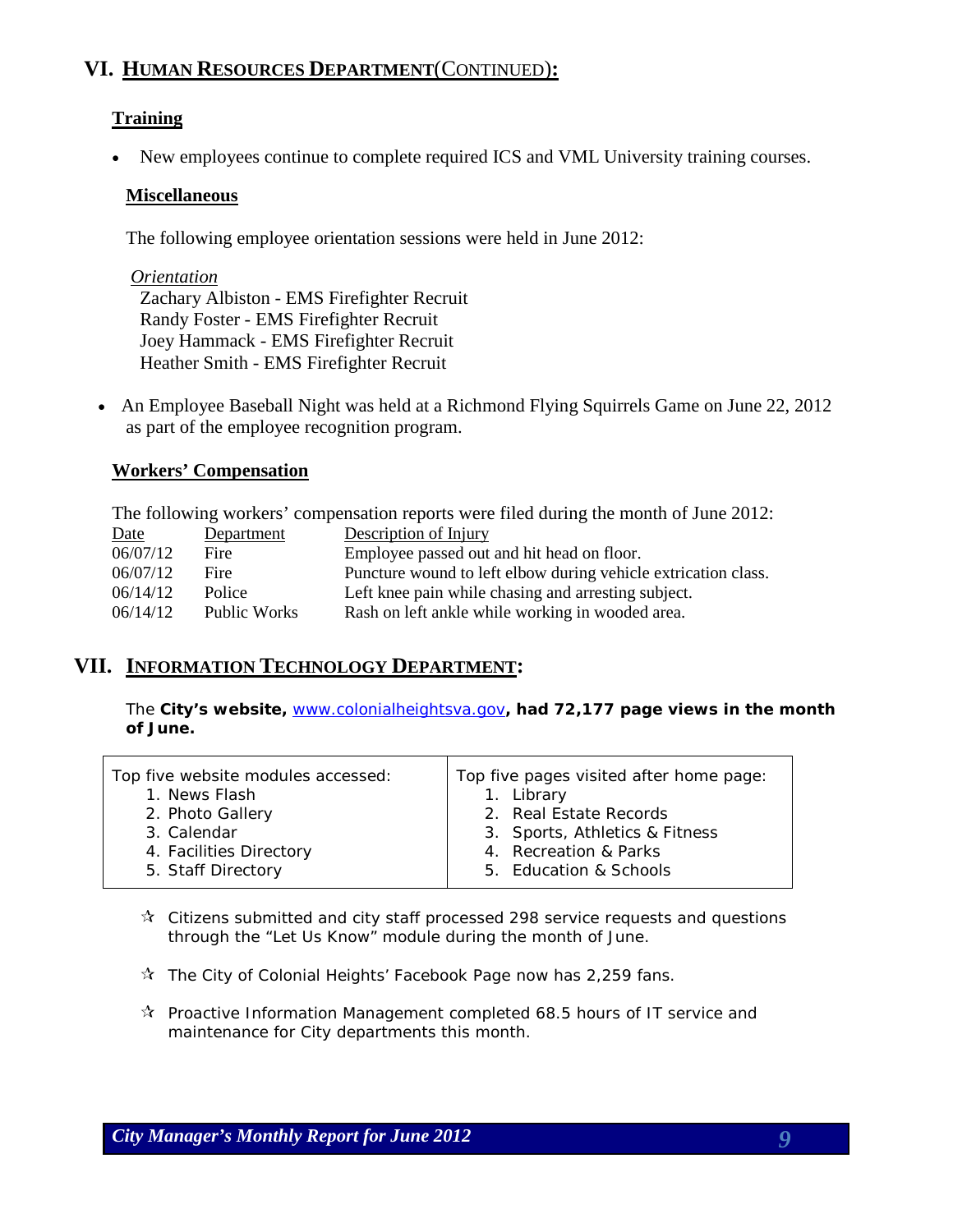## VI. HUMAN RESOURCES DEPARTMENT(CONTINUED):

### Training

- New employees continue to complete required ICS and VML University training courses.

### Miscellaneous

The following employee orientation sessions were held in June 2012:

*Orientation*
Zachary Albiston - EMS Firefighter Recruit
Randy Foster - EMS Firefighter Recruit
Joey Hammack - EMS Firefighter Recruit
Heather Smith - EMS Firefighter Recruit

- An Employee Baseball Night was held at a Richmond Flying Squirrels Game on June 22, 2012 as part of the employee recognition program.

### Workers' Compensation

The following workers' compensation reports were filed during the month of June 2012:

| Date | Department | Description of Injury |
|---|---|---|
| 06/07/12 | Fire | Employee passed out and hit head on floor. |
| 06/07/12 | Fire | Puncture wound to left elbow during vehicle extrication class. |
| 06/14/12 | Police | Left knee pain while chasing and arresting subject. |
| 06/14/12 | Public Works | Rash on left ankle while working in wooded area. |

## VII. INFORMATION TECHNOLOGY DEPARTMENT:

The **City's website,** www.colonialheightsva.gov**, had 72,177 page views in the month of June.**

| Top five website modules accessed: | Top five pages visited after home page: |
|---|---|
| 1. News Flash | 1. Library |
| 2. Photo Gallery | 2. Real Estate Records |
| 3. Calendar | 3. Sports, Athletics & Fitness |
| 4. Facilities Directory | 4. Recreation & Parks |
| 5. Staff Directory | 5. Education & Schools |

- Citizens submitted and city staff processed 298 service requests and questions through the "Let Us Know" module during the month of June.
- The City of Colonial Heights' Facebook Page now has 2,259 fans.
- Proactive Information Management completed 68.5 hours of IT service and maintenance for City departments this month.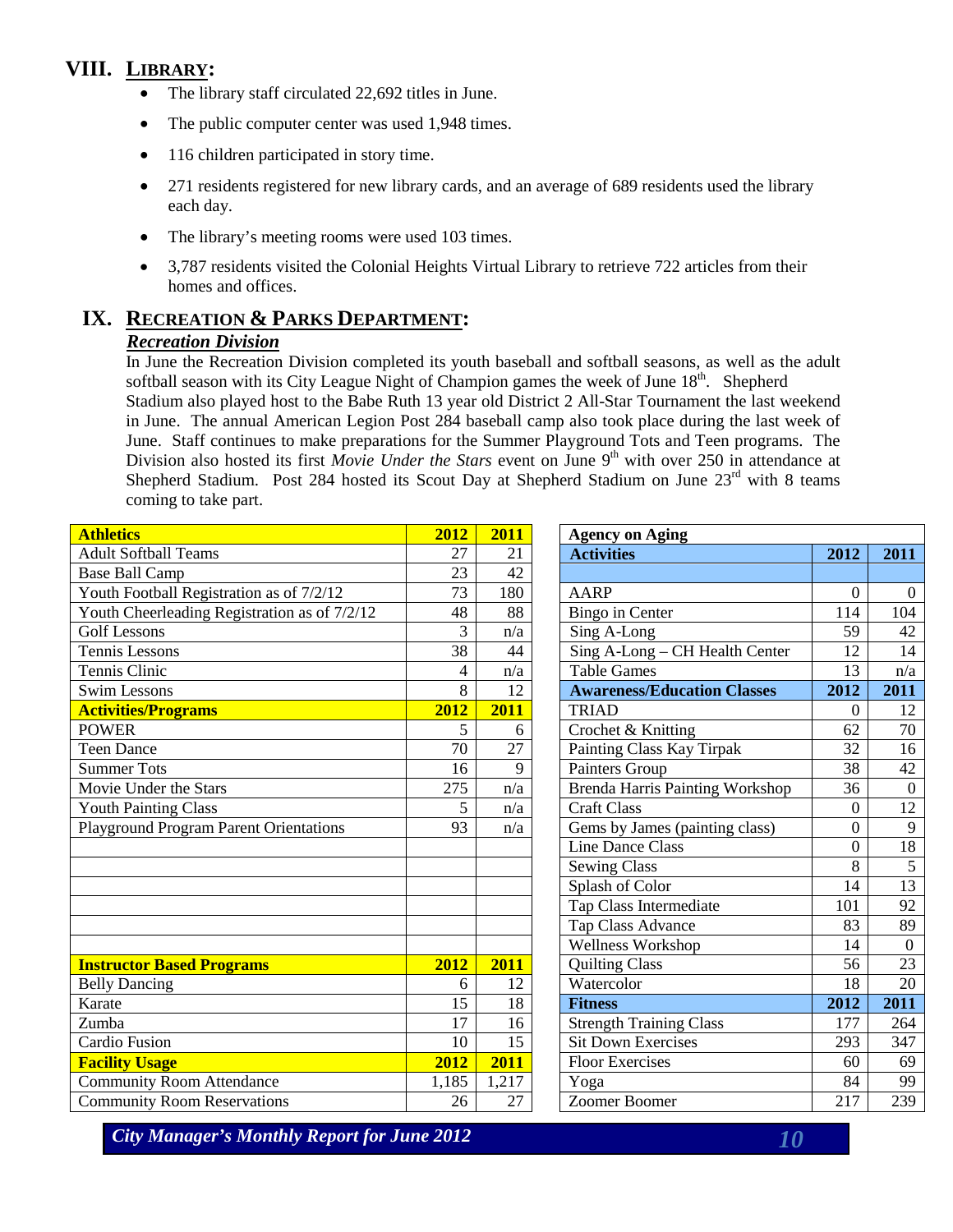## VIII. LIBRARY:

- The library staff circulated 22,692 titles in June.
- The public computer center was used 1,948 times.
- 116 children participated in story time.
- 271 residents registered for new library cards, and an average of 689 residents used the library each day.
- The library's meeting rooms were used 103 times.
- 3,787 residents visited the Colonial Heights Virtual Library to retrieve 722 articles from their homes and offices.

## IX. RECREATION & PARKS DEPARTMENT:

### *Recreation Division*

In June the Recreation Division completed its youth baseball and softball seasons, as well as the adult softball season with its City League Night of Champion games the week of June 18th. Shepherd Stadium also played host to the Babe Ruth 13 year old District 2 All-Star Tournament the last weekend in June. The annual American Legion Post 284 baseball camp also took place during the last week of June. Staff continues to make preparations for the Summer Playground Tots and Teen programs. The Division also hosted its first *Movie Under the Stars* event on June 9th with over 250 in attendance at Shepherd Stadium. Post 284 hosted its Scout Day at Shepherd Stadium on June 23rd with 8 teams coming to take part.

| Athletics | 2012 | 2011 |
|---|---|---|
| Adult Softball Teams | 27 | 21 |
| Base Ball Camp | 23 | 42 |
| Youth Football Registration as of 7/2/12 | 73 | 180 |
| Youth Cheerleading Registration as of 7/2/12 | 48 | 88 |
| Golf Lessons | 3 | n/a |
| Tennis Lessons | 38 | 44 |
| Tennis Clinic | 4 | n/a |
| Swim Lessons | 8 | 12 |
| **Activities/Programs** | **2012** | **2011** |
| POWER | 5 | 6 |
| Teen Dance | 70 | 27 |
| Summer Tots | 16 | 9 |
| Movie Under the Stars | 275 | n/a |
| Youth Painting Class | 5 | n/a |
| Playground Program Parent Orientations | 93 | n/a |
| **Instructor Based Programs** | **2012** | **2011** |
| Belly Dancing | 6 | 12 |
| Karate | 15 | 18 |
| Zumba | 17 | 16 |
| Cardio Fusion | 10 | 15 |
| **Facility Usage** | **2012** | **2011** |
| Community Room Attendance | 1,185 | 1,217 |
| Community Room Reservations | 26 | 27 |

| Agency on Aging | | |
|---|---|---|
| **Activities** | **2012** | **2011** |
| AARP | 0 | 0 |
| Bingo in Center | 114 | 104 |
| Sing A-Long | 59 | 42 |
| Sing A-Long – CH Health Center | 12 | 14 |
| Table Games | 13 | n/a |
| **Awareness/Education Classes** | **2012** | **2011** |
| TRIAD | 0 | 12 |
| Crochet & Knitting | 62 | 70 |
| Painting Class Kay Tirpak | 32 | 16 |
| Painters Group | 38 | 42 |
| Brenda Harris Painting Workshop | 36 | 0 |
| Craft Class | 0 | 12 |
| Gems by James (painting class) | 0 | 9 |
| Line Dance Class | 0 | 18 |
| Sewing Class | 8 | 5 |
| Splash of Color | 14 | 13 |
| Tap Class Intermediate | 101 | 92 |
| Tap Class Advance | 83 | 89 |
| Wellness Workshop | 14 | 0 |
| Quilting Class | 56 | 23 |
| Watercolor | 18 | 20 |
| **Fitness** | **2012** | **2011** |
| Strength Training Class | 177 | 264 |
| Sit Down Exercises | 293 | 347 |
| Floor Exercises | 60 | 69 |
| Yoga | 84 | 99 |
| Zoomer Boomer | 217 | 239 |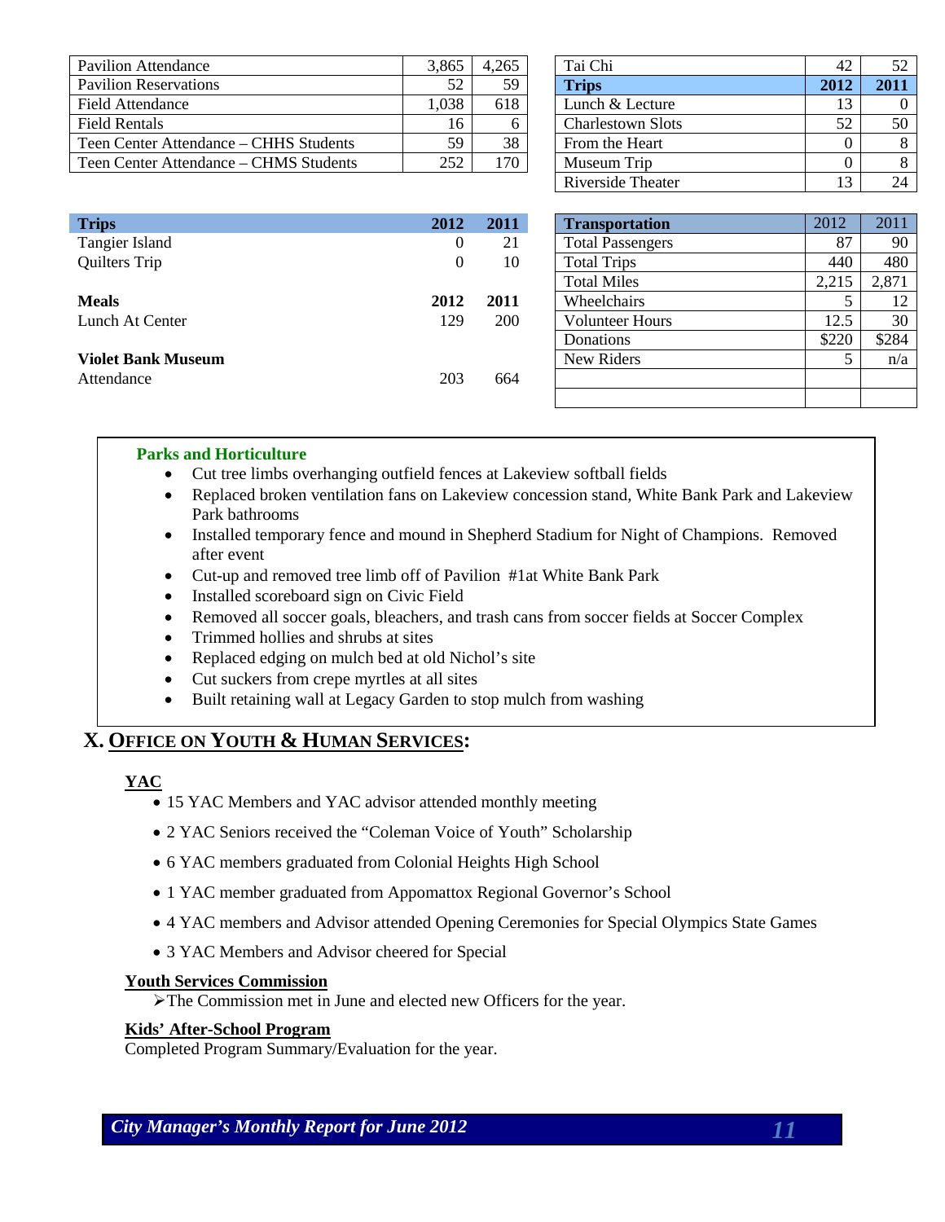| Pavilion Attendance | 3,865 | 4,265 |
|---|---|---|
| Pavilion Reservations | 52 | 59 |
| Field Attendance | 1,038 | 618 |
| Field Rentals | 16 | 6 |
| Teen Center Attendance – CHHS Students | 59 | 38 |
| Teen Center Attendance – CHMS Students | 252 | 170 |

| Tai Chi | 42 | 52 |
|---|---|---|
| **Trips** | **2012** | **2011** |
| Lunch & Lecture | 13 | 0 |
| Charlestown Slots | 52 | 50 |
| From the Heart | 0 | 8 |
| Museum Trip | 0 | 8 |
| Riverside Theater | 13 | 24 |

| **Trips** | **2012** | **2011** |
|---|---|---|
| Tangier Island | 0 | 21 |
| Quilters Trip | 0 | 10 |
| | | |
| **Meals** | **2012** | **2011** |
| Lunch At Center | 129 | 200 |
| | | |
| **Violet Bank Museum** | | |
| Attendance | 203 | 664 |

| **Transportation** | 2012 | 2011 |
|---|---|---|
| Total Passengers | 87 | 90 |
| Total Trips | 440 | 480 |
| Total Miles | 2,215 | 2,871 |
| Wheelchairs | 5 | 12 |
| Volunteer Hours | 12.5 | 30 |
| Donations | $220 | $284 |
| New Riders | 5 | n/a |

**Parks and Horticulture**

- Cut tree limbs overhanging outfield fences at Lakeview softball fields
- Replaced broken ventilation fans on Lakeview concession stand, White Bank Park and Lakeview Park bathrooms
- Installed temporary fence and mound in Shepherd Stadium for Night of Champions. Removed after event
- Cut-up and removed tree limb off of Pavilion #1at White Bank Park
- Installed scoreboard sign on Civic Field
- Removed all soccer goals, bleachers, and trash cans from soccer fields at Soccer Complex
- Trimmed hollies and shrubs at sites
- Replaced edging on mulch bed at old Nichol's site
- Cut suckers from crepe myrtles at all sites
- Built retaining wall at Legacy Garden to stop mulch from washing

## X. OFFICE ON YOUTH & HUMAN SERVICES:

**YAC**

- 15 YAC Members and YAC advisor attended monthly meeting
- 2 YAC Seniors received the "Coleman Voice of Youth" Scholarship
- 6 YAC members graduated from Colonial Heights High School
- 1 YAC member graduated from Appomattox Regional Governor's School
- 4 YAC members and Advisor attended Opening Ceremonies for Special Olympics State Games
- 3 YAC Members and Advisor cheered for Special

**Youth Services Commission**

- The Commission met in June and elected new Officers for the year.

**Kids' After-School Program**

Completed Program Summary/Evaluation for the year.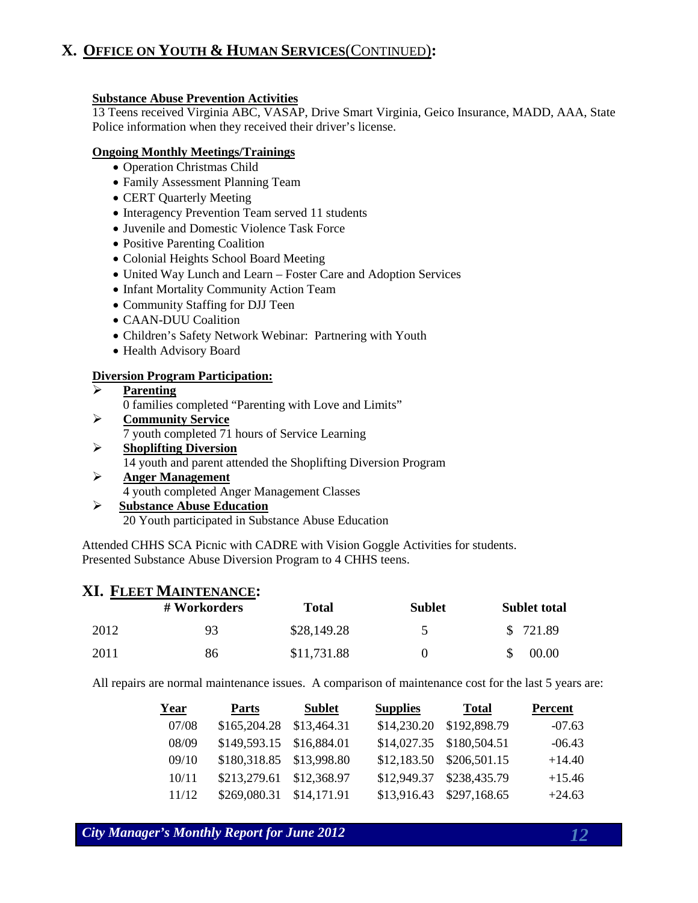## X. OFFICE ON YOUTH & HUMAN SERVICES(CONTINUED):

**Substance Abuse Prevention Activities**

13 Teens received Virginia ABC, VASAP, Drive Smart Virginia, Geico Insurance, MADD, AAA, State Police information when they received their driver's license.

**Ongoing Monthly Meetings/Trainings**

- Operation Christmas Child
- Family Assessment Planning Team
- CERT Quarterly Meeting
- Interagency Prevention Team served 11 students
- Juvenile and Domestic Violence Task Force
- Positive Parenting Coalition
- Colonial Heights School Board Meeting
- United Way Lunch and Learn – Foster Care and Adoption Services
- Infant Mortality Community Action Team
- Community Staffing for DJJ Teen
- CAAN-DUU Coalition
- Children's Safety Network Webinar: Partnering with Youth
- Health Advisory Board

**Diversion Program Participation:**

- **Parenting**
  0 families completed "Parenting with Love and Limits"
- **Community Service**
  7 youth completed 71 hours of Service Learning
- **Shoplifting Diversion**
  14 youth and parent attended the Shoplifting Diversion Program
- **Anger Management**
  4 youth completed Anger Management Classes
- **Substance Abuse Education**
  20 Youth participated in Substance Abuse Education

Attended CHHS SCA Picnic with CADRE with Vision Goggle Activities for students.
Presented Substance Abuse Diversion Program to 4 CHHS teens.

## XI. FLEET MAINTENANCE:

| | # Workorders | Total | Sublet | Sublet total |
|---|---|---|---|---|
| 2012 | 93 | $28,149.28 | 5 | $ 721.89 |
| 2011 | 86 | $11,731.88 | 0 | $ 00.00 |

All repairs are normal maintenance issues. A comparison of maintenance cost for the last 5 years are:

| Year | Parts | Sublet | Supplies | Total | Percent |
|---|---|---|---|---|---|
| 07/08 | $165,204.28 | $13,464.31 | $14,230.20 | $192,898.79 | -07.63 |
| 08/09 | $149,593.15 | $16,884.01 | $14,027.35 | $180,504.51 | -06.43 |
| 09/10 | $180,318.85 | $13,998.80 | $12,183.50 | $206,501.15 | +14.40 |
| 10/11 | $213,279.61 | $12,368.97 | $12,949.37 | $238,435.79 | +15.46 |
| 11/12 | $269,080.31 | $14,171.91 | $13,916.43 | $297,168.65 | +24.63 |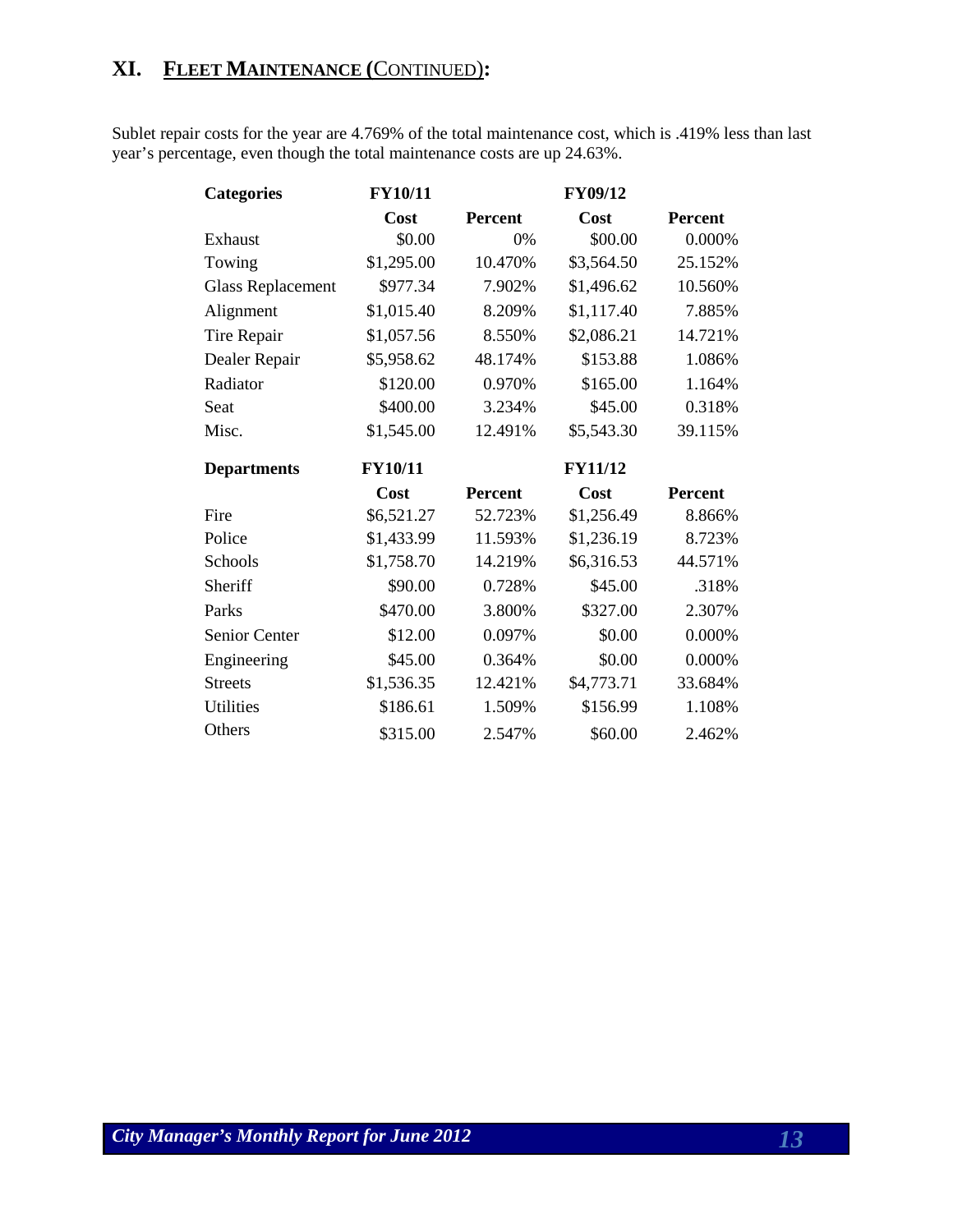## XI. FLEET MAINTENANCE (CONTINUED):

Sublet repair costs for the year are 4.769% of the total maintenance cost, which is .419% less than last year's percentage, even though the total maintenance costs are up 24.63%.

| Categories | FY10/11 | | FY09/12 | |
|---|---|---|---|---|
| | Cost | Percent | Cost | Percent |
| Exhaust | $0.00 | 0% | $00.00 | 0.000% |
| Towing | $1,295.00 | 10.470% | $3,564.50 | 25.152% |
| Glass Replacement | $977.34 | 7.902% | $1,496.62 | 10.560% |
| Alignment | $1,015.40 | 8.209% | $1,117.40 | 7.885% |
| Tire Repair | $1,057.56 | 8.550% | $2,086.21 | 14.721% |
| Dealer Repair | $5,958.62 | 48.174% | $153.88 | 1.086% |
| Radiator | $120.00 | 0.970% | $165.00 | 1.164% |
| Seat | $400.00 | 3.234% | $45.00 | 0.318% |
| Misc. | $1,545.00 | 12.491% | $5,543.30 | 39.115% |

| Departments | FY10/11 | | FY11/12 | |
|---|---|---|---|---|
| | Cost | Percent | Cost | Percent |
| Fire | $6,521.27 | 52.723% | $1,256.49 | 8.866% |
| Police | $1,433.99 | 11.593% | $1,236.19 | 8.723% |
| Schools | $1,758.70 | 14.219% | $6,316.53 | 44.571% |
| Sheriff | $90.00 | 0.728% | $45.00 | .318% |
| Parks | $470.00 | 3.800% | $327.00 | 2.307% |
| Senior Center | $12.00 | 0.097% | $0.00 | 0.000% |
| Engineering | $45.00 | 0.364% | $0.00 | 0.000% |
| Streets | $1,536.35 | 12.421% | $4,773.71 | 33.684% |
| Utilities | $186.61 | 1.509% | $156.99 | 1.108% |
| Others | $315.00 | 2.547% | $60.00 | 2.462% |